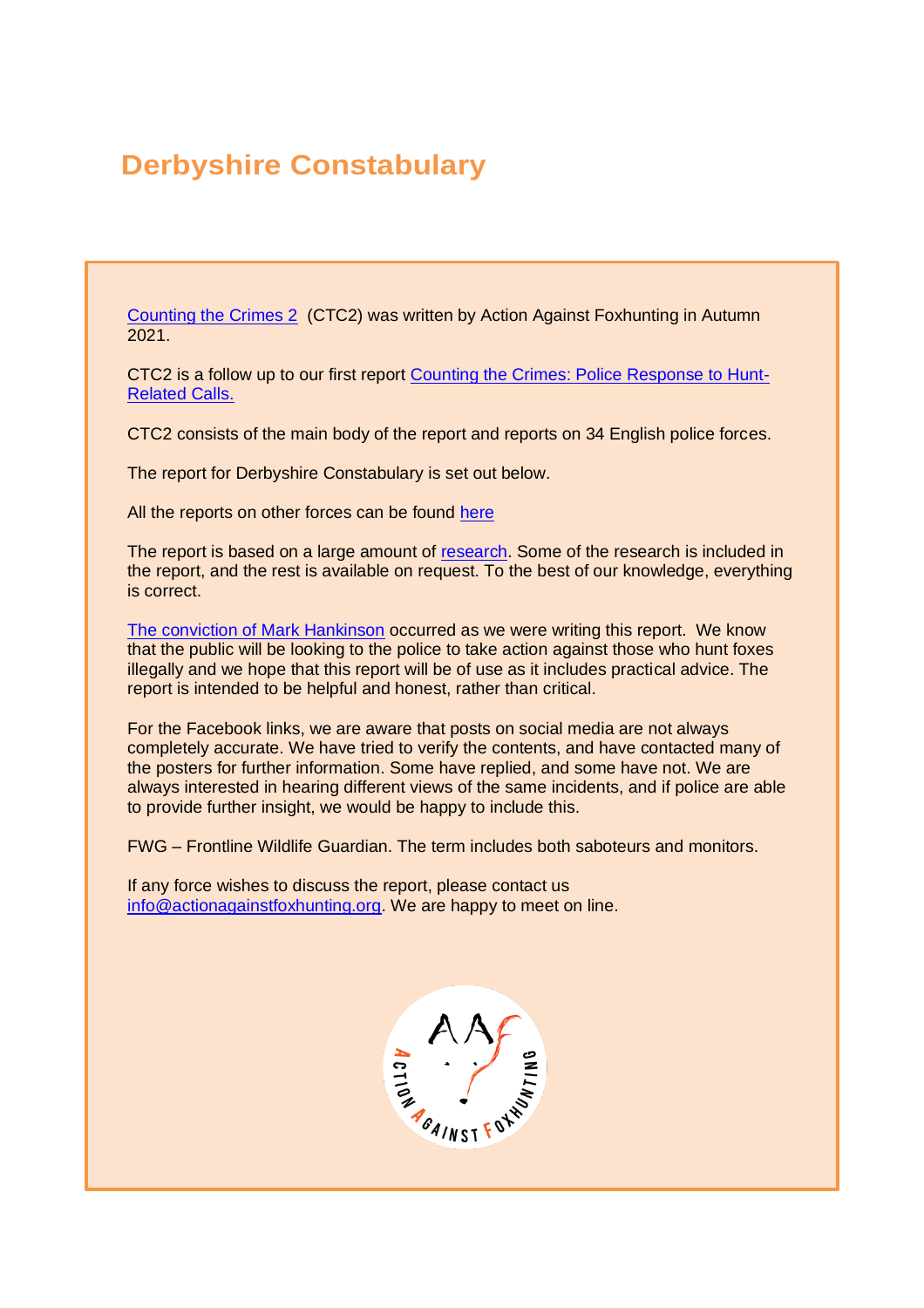# Derbyshire Constabulary

Counting the Crimes 2 (CTC2) was written by Action Against Foxhunting in Autumn 2021.

CTC2 is a follow up to our first report Counting the Crimes: Police Response to Hunt-Related Calls.

CTC2 consists of the main body of the report and reports on 34 English police forces.

The report for Derbyshire Constabulary is set out below.

All the reports on other forces can be found here

The report is based on a large amount of research. Some of the research is included in the report, and the rest is available on request. To the best of our knowledge, everything is correct.

The conviction of Mark Hankinson occurred as we were writing this report. We know that the public will be looking to the police to take action against those who hunt foxes illegally and we hope that this report will be of use as it includes practical advice. The report is intended to be helpful and honest, rather than critical.

For the Facebook links, we are aware that posts on social media are not always completely accurate. We have tried to verify the contents, and have contacted many of the posters for further information. Some have replied, and some have not. We are always interested in hearing different views of the same incidents, and if police are able to provide further insight, we would be happy to include this.

FWG – Frontline Wildlife Guardian. The term includes both saboteurs and monitors.

If any force wishes to discuss the report, please contact us info@actionagainstfoxhunting.org. We are happy to meet on line.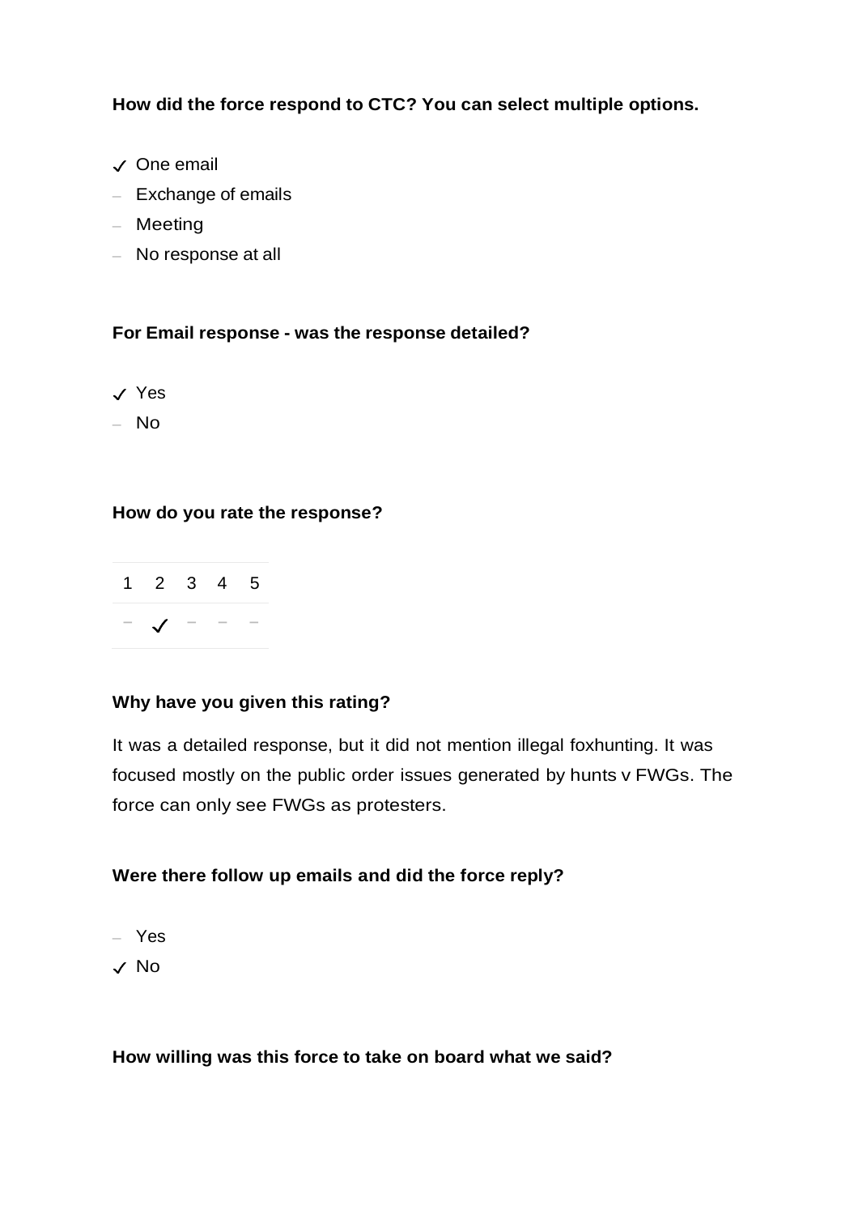**How did the force respond to CTC? You can select multiple options.**

✓ One email
– Exchange of emails
– Meeting
– No response at all

**For Email response - was the response detailed?**

✓ Yes
– No

**How do you rate the response?**

| 1 | 2 | 3 | 4 | 5 |
|---|---|---|---|---|
| – | ✓ | – | – | – |

**Why have you given this rating?**

It was a detailed response, but it did not mention illegal foxhunting. It was focused mostly on the public order issues generated by hunts v FWGs. The force can only see FWGs as protesters.

**Were there follow up emails and did the force reply?**

– Yes
✓ No

**How willing was this force to take on board what we said?**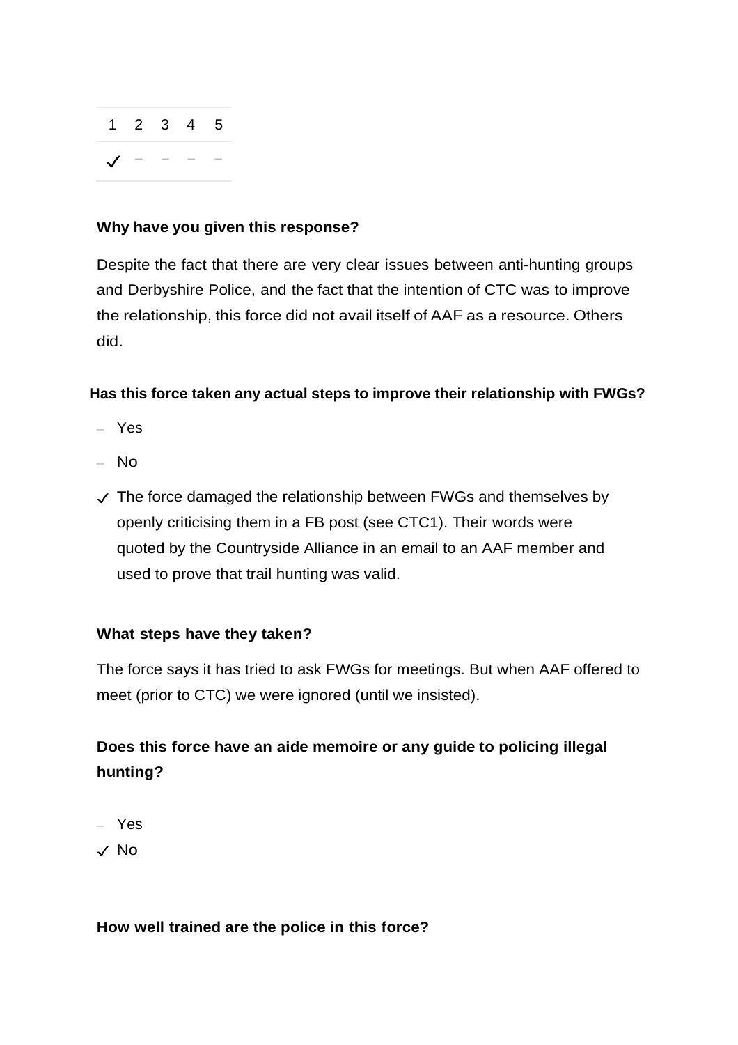| 1 | 2 | 3 | 4 | 5 |
| --- | --- | --- | --- | --- |
| ✓ | – | – | – | – |

**Why have you given this response?**

Despite the fact that there are very clear issues between anti-hunting groups and Derbyshire Police, and the fact that the intention of CTC was to improve the relationship, this force did not avail itself of AAF as a resource. Others did.

**Has this force taken any actual steps to improve their relationship with FWGs?**

– Yes

– No

✓ The force damaged the relationship between FWGs and themselves by openly criticising them in a FB post (see CTC1). Their words were quoted by the Countryside Alliance in an email to an AAF member and used to prove that trail hunting was valid.

**What steps have they taken?**

The force says it has tried to ask FWGs for meetings. But when AAF offered to meet (prior to CTC) we were ignored (until we insisted).

**Does this force have an aide memoire or any guide to policing illegal hunting?**

– Yes

✓ No

**How well trained are the police in this force?**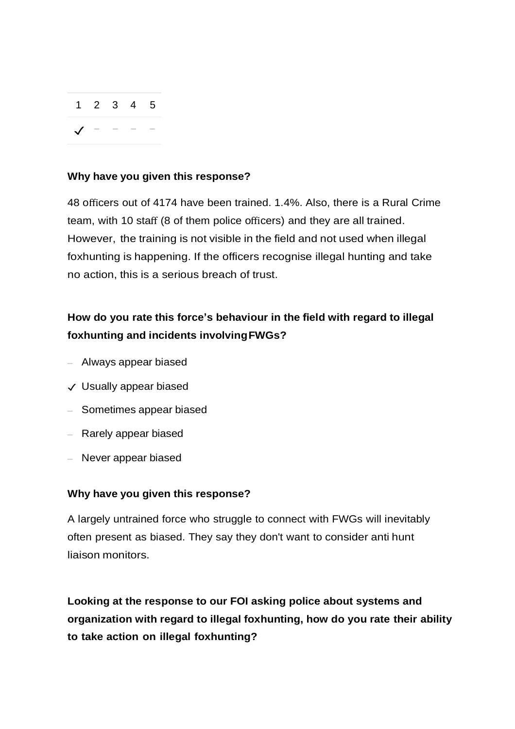| 1 | 2 | 3 | 4 | 5 |
|---|---|---|---|---|
| ✓ | – | – | – | – |

**Why have you given this response?**

48 officers out of 4174 have been trained. 1.4%. Also, there is a Rural Crime team, with 10 staff (8 of them police officers) and they are all trained. However, the training is not visible in the field and not used when illegal foxhunting is happening. If the officers recognise illegal hunting and take no action, this is a serious breach of trust.

**How do you rate this force's behaviour in the field with regard to illegal foxhunting and incidents involving FWGs?**

- – Always appear biased
- ✓ Usually appear biased
- – Sometimes appear biased
- – Rarely appear biased
- – Never appear biased

**Why have you given this response?**

A largely untrained force who struggle to connect with FWGs will inevitably often present as biased. They say they don't want to consider anti hunt liaison monitors.

**Looking at the response to our FOI asking police about systems and organization with regard to illegal foxhunting, how do you rate their ability to take action on illegal foxhunting?**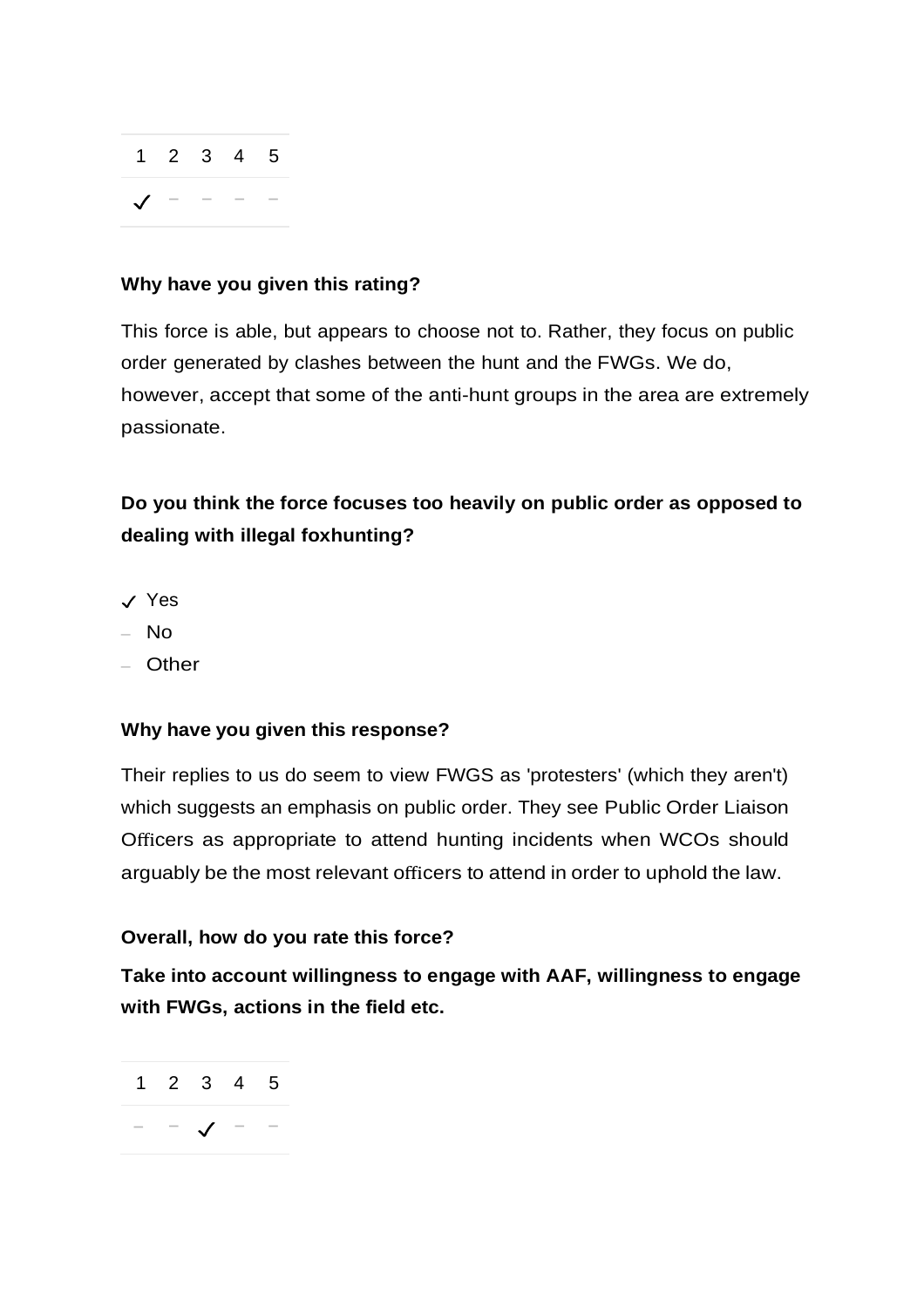| 1 | 2 | 3 | 4 | 5 |
|---|---|---|---|---|
| ✓ | – | – | – | – |

**Why have you given this rating?**

This force is able, but appears to choose not to. Rather, they focus on public order generated by clashes between the hunt and the FWGs. We do, however, accept that some of the anti-hunt groups in the area are extremely passionate.

**Do you think the force focuses too heavily on public order as opposed to dealing with illegal foxhunting?**

- ✓ Yes
- – No
- – Other

**Why have you given this response?**

Their replies to us do seem to view FWGS as 'protesters' (which they aren't) which suggests an emphasis on public order. They see Public Order Liaison Officers as appropriate to attend hunting incidents when WCOs should arguably be the most relevant officers to attend in order to uphold the law.

**Overall, how do you rate this force?**

**Take into account willingness to engage with AAF, willingness to engage with FWGs, actions in the field etc.**

| 1 | 2 | 3 | 4 | 5 |
|---|---|---|---|---|
| – | – | ✓ | – | – |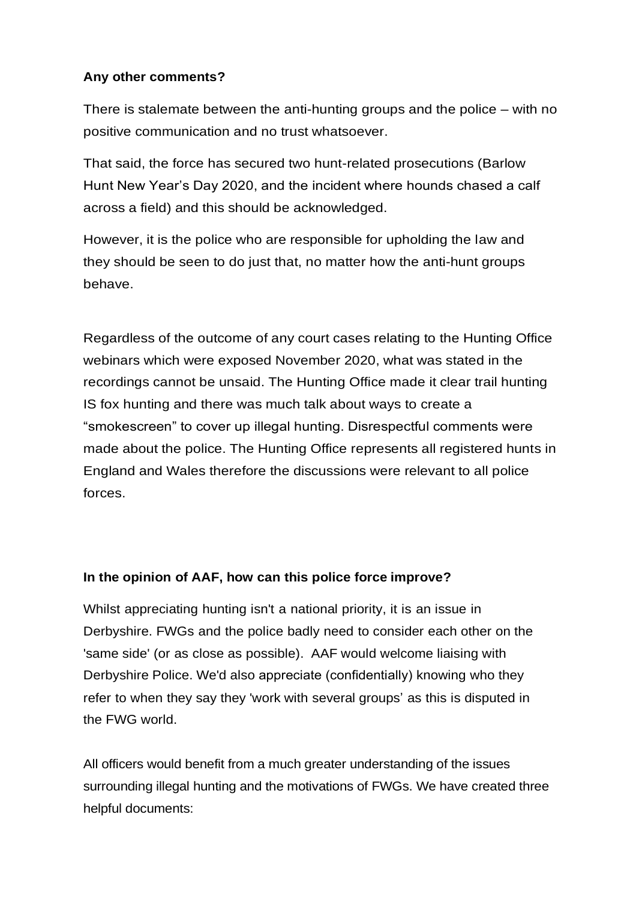**Any other comments?**

There is stalemate between the anti-hunting groups and the police – with no positive communication and no trust whatsoever.

That said, the force has secured two hunt-related prosecutions (Barlow Hunt New Year's Day 2020, and the incident where hounds chased a calf across a field) and this should be acknowledged.

However, it is the police who are responsible for upholding the law and they should be seen to do just that, no matter how the anti-hunt groups behave.

Regardless of the outcome of any court cases relating to the Hunting Office webinars which were exposed November 2020, what was stated in the recordings cannot be unsaid. The Hunting Office made it clear trail hunting IS fox hunting and there was much talk about ways to create a "smokescreen" to cover up illegal hunting. Disrespectful comments were made about the police. The Hunting Office represents all registered hunts in England and Wales therefore the discussions were relevant to all police forces.

**In the opinion of AAF, how can this police force improve?**

Whilst appreciating hunting isn't a national priority, it is an issue in Derbyshire. FWGs and the police badly need to consider each other on the 'same side' (or as close as possible). AAF would welcome liaising with Derbyshire Police. We'd also appreciate (confidentially) knowing who they refer to when they say they 'work with several groups' as this is disputed in the FWG world.

All officers would benefit from a much greater understanding of the issues surrounding illegal hunting and the motivations of FWGs. We have created three helpful documents: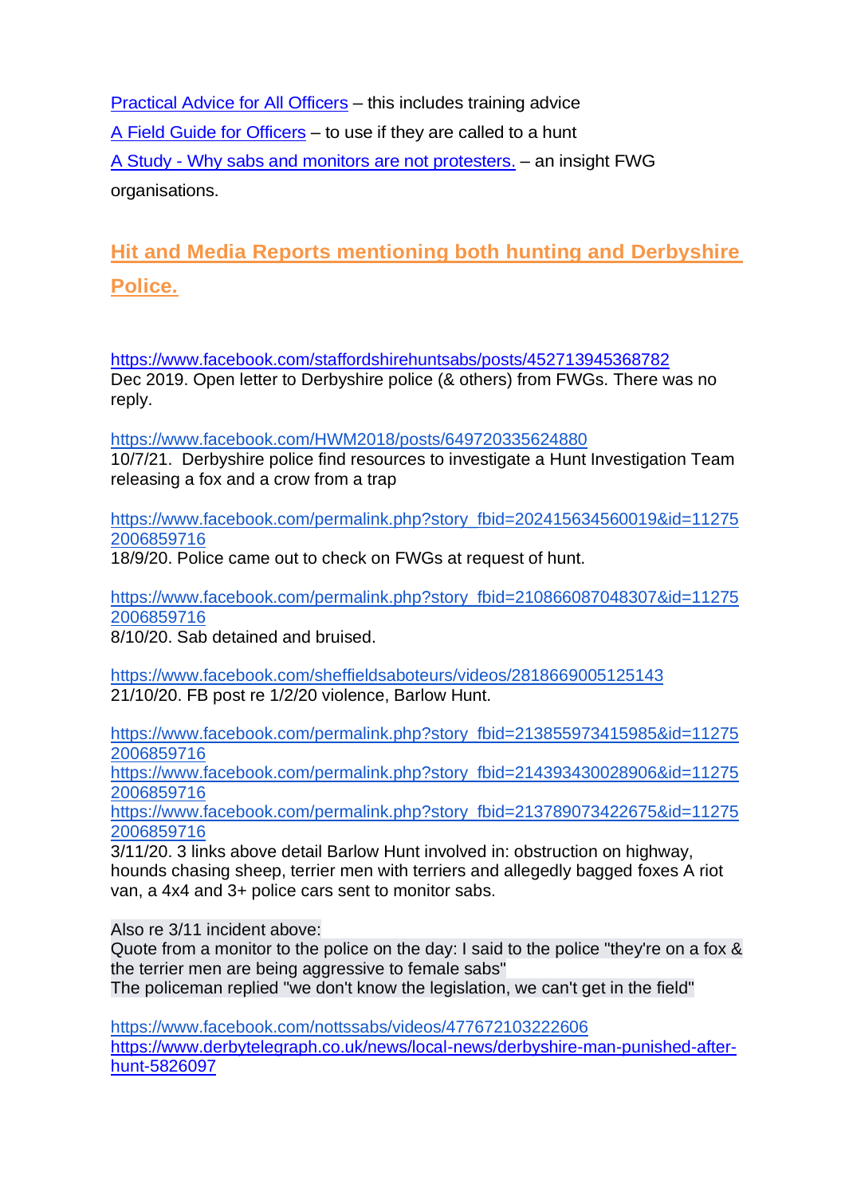[Practical Advice for All Officers](#) – this includes training advice

[A Field Guide for Officers](#) – to use if they are called to a hunt

[A Study - Why sabs and monitors are not protesters.](#) – an insight FWG organisations.

## Hit and Media Reports mentioning both hunting and Derbyshire Police.

https://www.facebook.com/staffordshirehuntsabs/posts/452713945368782
Dec 2019. Open letter to Derbyshire police (& others) from FWGs. There was no reply.

https://www.facebook.com/HWM2018/posts/649720335624880
10/7/21. Derbyshire police find resources to investigate a Hunt Investigation Team releasing a fox and a crow from a trap

https://www.facebook.com/permalink.php?story_fbid=202415634560019&id=112752006859716
18/9/20. Police came out to check on FWGs at request of hunt.

https://www.facebook.com/permalink.php?story_fbid=210866087048307&id=112752006859716
8/10/20. Sab detained and bruised.

https://www.facebook.com/sheffieldsaboteurs/videos/2818669005125143
21/10/20. FB post re 1/2/20 violence, Barlow Hunt.

https://www.facebook.com/permalink.php?story_fbid=213855973415985&id=112752006859716
https://www.facebook.com/permalink.php?story_fbid=214393430028906&id=112752006859716
https://www.facebook.com/permalink.php?story_fbid=213789073422675&id=112752006859716
3/11/20. 3 links above detail Barlow Hunt involved in: obstruction on highway, hounds chasing sheep, terrier men with terriers and allegedly bagged foxes A riot van, a 4x4 and 3+ police cars sent to monitor sabs.

Also re 3/11 incident above:
Quote from a monitor to the police on the day: I said to the police "they're on a fox & the terrier men are being aggressive to female sabs"
The policeman replied "we don't know the legislation, we can't get in the field"

https://www.facebook.com/nottssabs/videos/477672103222606
https://www.derbytelegraph.co.uk/news/local-news/derbyshire-man-punished-after-hunt-5826097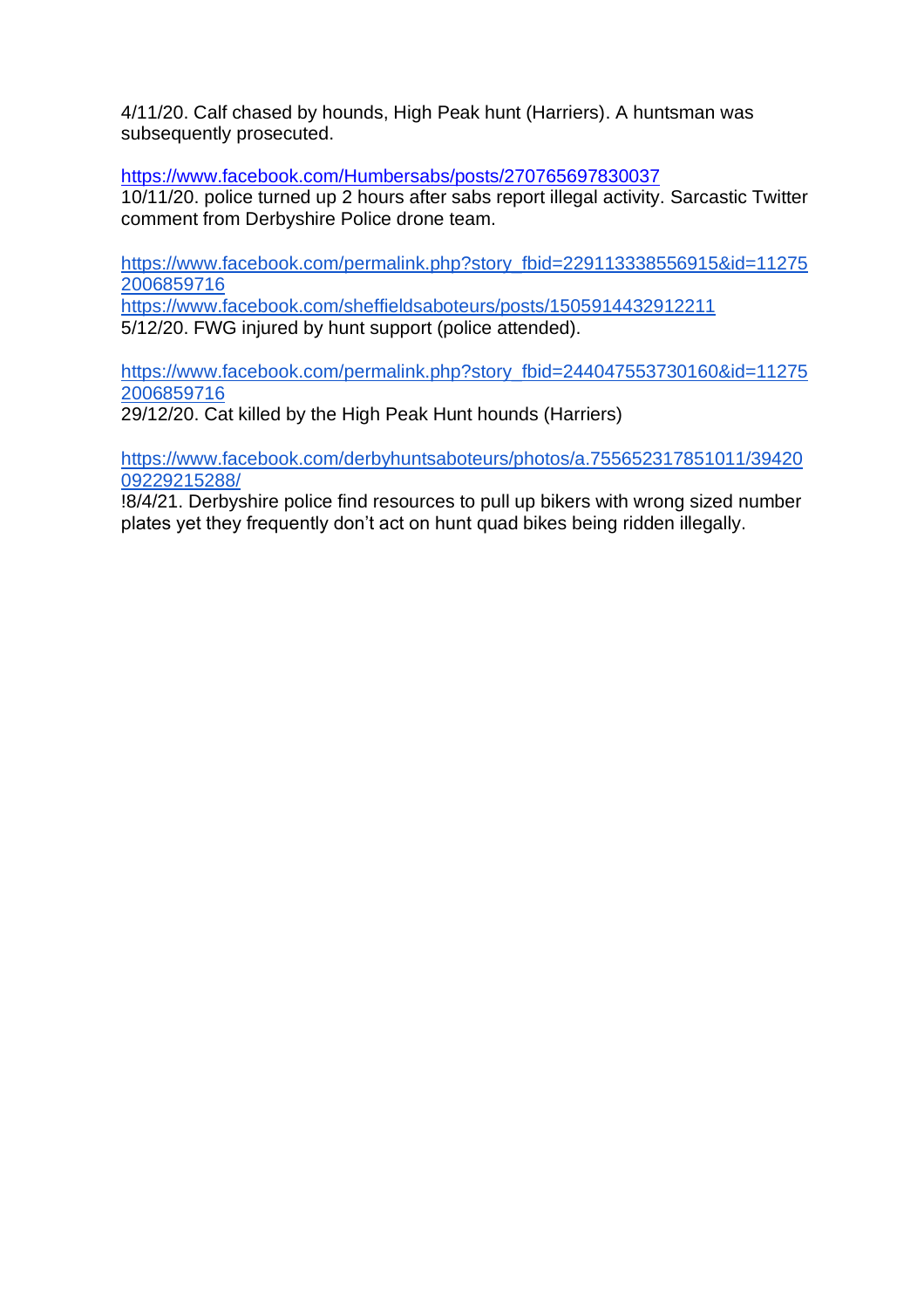4/11/20. Calf chased by hounds, High Peak hunt (Harriers). A huntsman was subsequently prosecuted.

https://www.facebook.com/Humbersabs/posts/270765697830037
10/11/20. police turned up 2 hours after sabs report illegal activity. Sarcastic Twitter comment from Derbyshire Police drone team.

https://www.facebook.com/permalink.php?story_fbid=229113338556915&id=112752006859716
https://www.facebook.com/sheffieldsaboteurs/posts/1505914432912211
5/12/20. FWG injured by hunt support (police attended).

https://www.facebook.com/permalink.php?story_fbid=244047553730160&id=112752006859716
29/12/20. Cat killed by the High Peak Hunt hounds (Harriers)

https://www.facebook.com/derbyhuntsaboteurs/photos/a.755652317851011/3942009229215288/
!8/4/21. Derbyshire police find resources to pull up bikers with wrong sized number plates yet they frequently don't act on hunt quad bikes being ridden illegally.